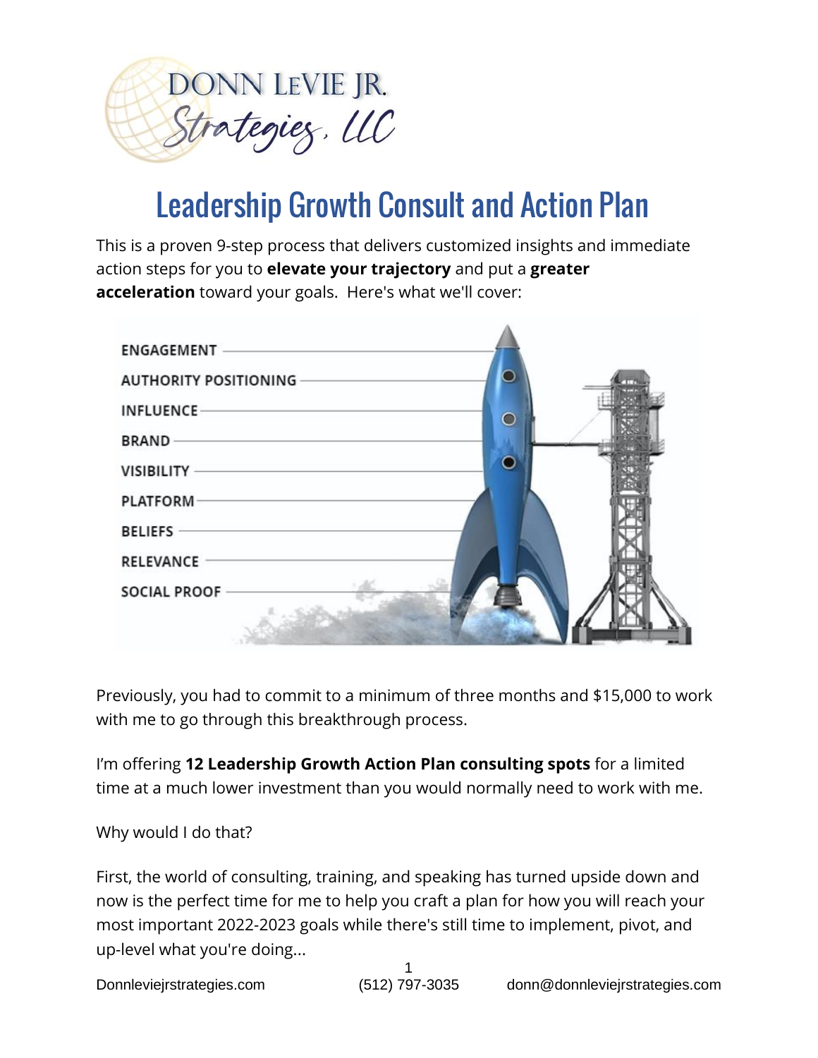DONN LEVIE JR.
Strategies, LLC

# Leadership Growth Consult and Action Plan

This is a proven 9-step process that delivers customized insights and immediate action steps for you to **elevate your trajectory** and put a **greater acceleration** toward your goals. Here's what we'll cover:

- ENGAGEMENT
- AUTHORITY POSITIONING
- INFLUENCE
- BRAND
- VISIBILITY
- PLATFORM
- BELIEFS
- RELEVANCE
- SOCIAL PROOF

Previously, you had to commit to a minimum of three months and $15,000 to work with me to go through this breakthrough process.

I'm offering **12 Leadership Growth Action Plan consulting spots** for a limited time at a much lower investment than you would normally need to work with me.

Why would I do that?

First, the world of consulting, training, and speaking has turned upside down and now is the perfect time for me to help you craft a plan for how you will reach your most important 2022-2023 goals while there's still time to implement, pivot, and up-level what you're doing...

Donnleviejrstrategies.com (512) 797-3035 donn@donnleviejrstrategies.com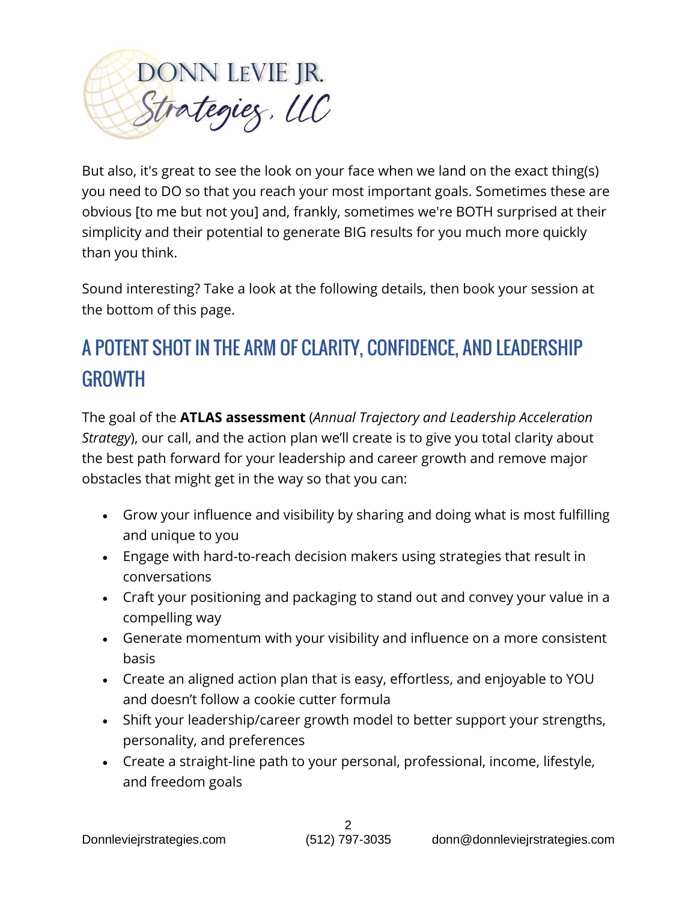But also, it's great to see the look on your face when we land on the exact thing(s) you need to DO so that you reach your most important goals. Sometimes these are obvious [to me but not you] and, frankly, sometimes we're BOTH surprised at their simplicity and their potential to generate BIG results for you much more quickly than you think.

Sound interesting? Take a look at the following details, then book your session at the bottom of this page.

## A POTENT SHOT IN THE ARM OF CLARITY, CONFIDENCE, AND LEADERSHIP GROWTH

The goal of the **ATLAS assessment** (*Annual Trajectory and Leadership Acceleration Strategy*), our call, and the action plan we'll create is to give you total clarity about the best path forward for your leadership and career growth and remove major obstacles that might get in the way so that you can:

- Grow your influence and visibility by sharing and doing what is most fulfilling and unique to you
- Engage with hard-to-reach decision makers using strategies that result in conversations
- Craft your positioning and packaging to stand out and convey your value in a compelling way
- Generate momentum with your visibility and influence on a more consistent basis
- Create an aligned action plan that is easy, effortless, and enjoyable to YOU and doesn't follow a cookie cutter formula
- Shift your leadership/career growth model to better support your strengths, personality, and preferences
- Create a straight-line path to your personal, professional, income, lifestyle, and freedom goals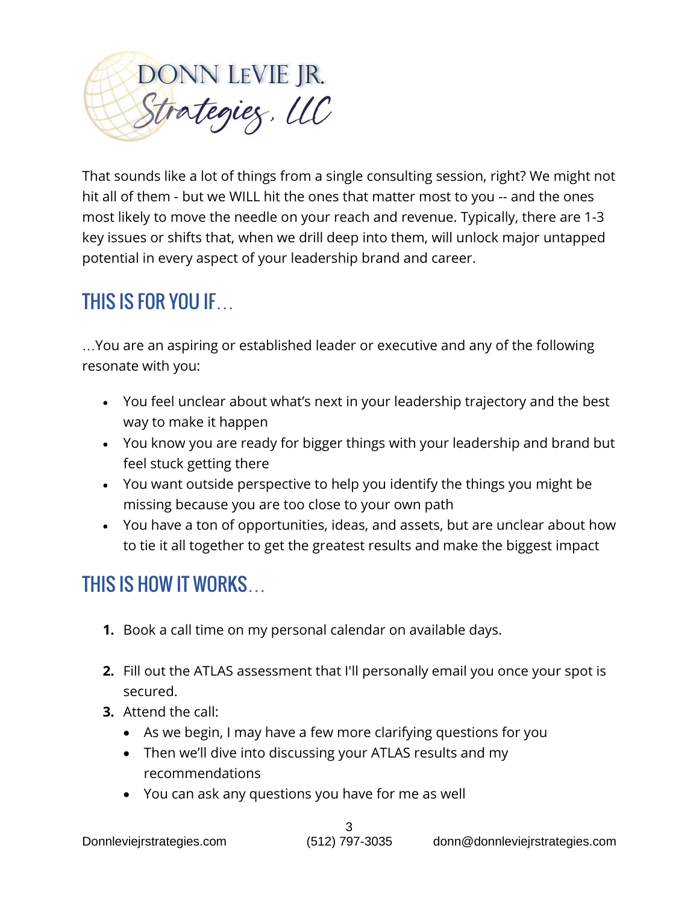That sounds like a lot of things from a single consulting session, right? We might not hit all of them - but we WILL hit the ones that matter most to you -- and the ones most likely to move the needle on your reach and revenue. Typically, there are 1-3 key issues or shifts that, when we drill deep into them, will unlock major untapped potential in every aspect of your leadership brand and career.

## THIS IS FOR YOU IF…

…You are an aspiring or established leader or executive and any of the following resonate with you:

- You feel unclear about what's next in your leadership trajectory and the best way to make it happen
- You know you are ready for bigger things with your leadership and brand but feel stuck getting there
- You want outside perspective to help you identify the things you might be missing because you are too close to your own path
- You have a ton of opportunities, ideas, and assets, but are unclear about how to tie it all together to get the greatest results and make the biggest impact

## THIS IS HOW IT WORKS…

1. Book a call time on my personal calendar on available days.
2. Fill out the ATLAS assessment that I'll personally email you once your spot is secured.
3. Attend the call:
   - As we begin, I may have a few more clarifying questions for you
   - Then we'll dive into discussing your ATLAS results and my recommendations
   - You can ask any questions you have for me as well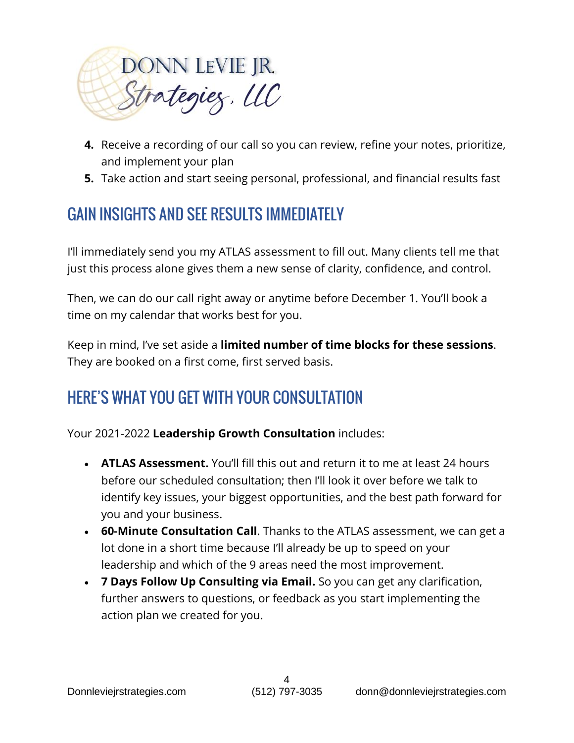4. Receive a recording of our call so you can review, refine your notes, prioritize, and implement your plan
5. Take action and start seeing personal, professional, and financial results fast

## GAIN INSIGHTS AND SEE RESULTS IMMEDIATELY

I'll immediately send you my ATLAS assessment to fill out. Many clients tell me that just this process alone gives them a new sense of clarity, confidence, and control.

Then, we can do our call right away or anytime before December 1. You'll book a time on my calendar that works best for you.

Keep in mind, I've set aside a **limited number of time blocks for these sessions**. They are booked on a first come, first served basis.

## HERE'S WHAT YOU GET WITH YOUR CONSULTATION

Your 2021-2022 **Leadership Growth Consultation** includes:

- **ATLAS Assessment.** You'll fill this out and return it to me at least 24 hours before our scheduled consultation; then I'll look it over before we talk to identify key issues, your biggest opportunities, and the best path forward for you and your business.
- **60-Minute Consultation Call**. Thanks to the ATLAS assessment, we can get a lot done in a short time because I'll already be up to speed on your leadership and which of the 9 areas need the most improvement.
- **7 Days Follow Up Consulting via Email.** So you can get any clarification, further answers to questions, or feedback as you start implementing the action plan we created for you.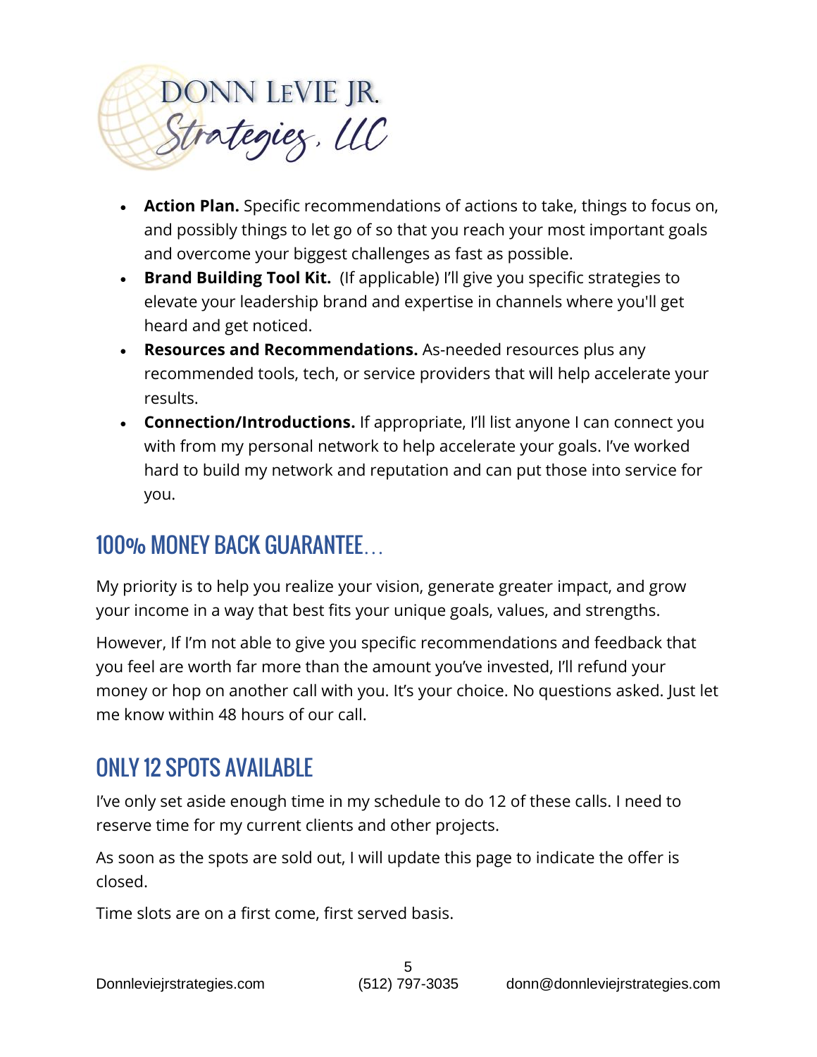- **Action Plan.** Specific recommendations of actions to take, things to focus on, and possibly things to let go of so that you reach your most important goals and overcome your biggest challenges as fast as possible.
- **Brand Building Tool Kit.** (If applicable) I'll give you specific strategies to elevate your leadership brand and expertise in channels where you'll get heard and get noticed.
- **Resources and Recommendations.** As-needed resources plus any recommended tools, tech, or service providers that will help accelerate your results.
- **Connection/Introductions.** If appropriate, I'll list anyone I can connect you with from my personal network to help accelerate your goals. I've worked hard to build my network and reputation and can put those into service for you.

## 100% MONEY BACK GUARANTEE…

My priority is to help you realize your vision, generate greater impact, and grow your income in a way that best fits your unique goals, values, and strengths.

However, If I'm not able to give you specific recommendations and feedback that you feel are worth far more than the amount you've invested, I'll refund your money or hop on another call with you. It's your choice. No questions asked. Just let me know within 48 hours of our call.

## ONLY 12 SPOTS AVAILABLE

I've only set aside enough time in my schedule to do 12 of these calls. I need to reserve time for my current clients and other projects.

As soon as the spots are sold out, I will update this page to indicate the offer is closed.

Time slots are on a first come, first served basis.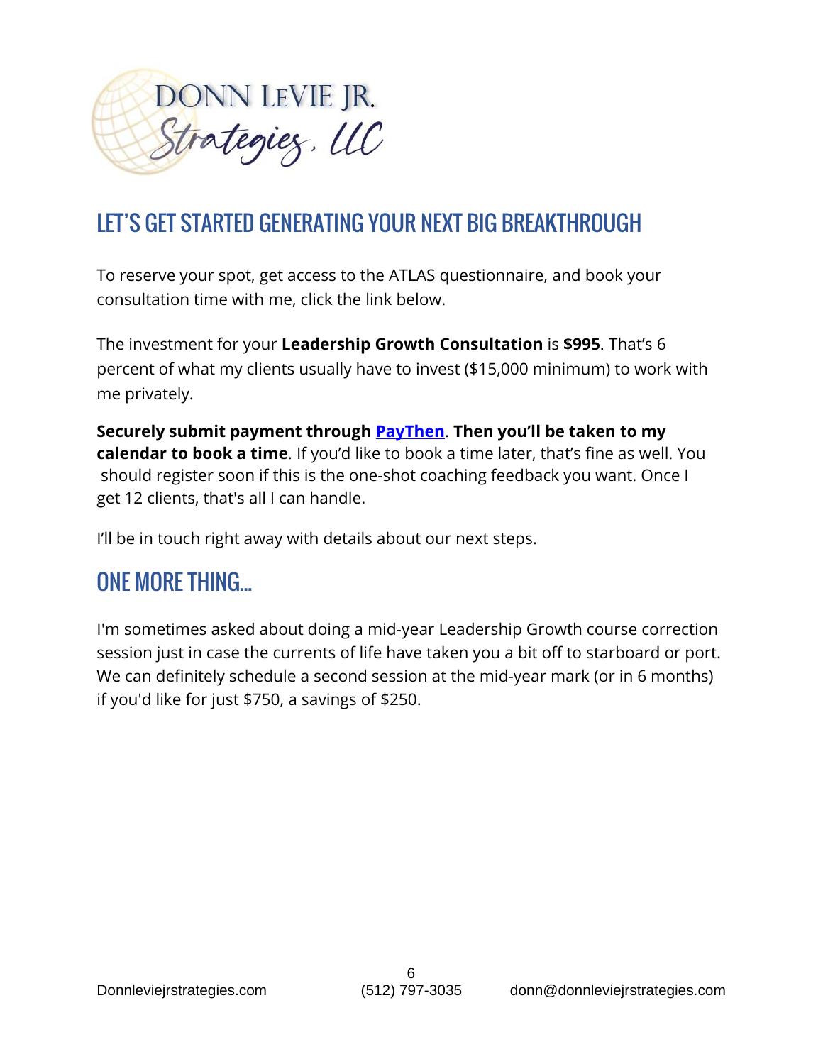DONN LEVIE JR.
Strategies, LLC

## LET'S GET STARTED GENERATING YOUR NEXT BIG BREAKTHROUGH

To reserve your spot, get access to the ATLAS questionnaire, and book your consultation time with me, click the link below.

The investment for your **Leadership Growth Consultation** is **$995**. That's 6 percent of what my clients usually have to invest ($15,000 minimum) to work with me privately.

**Securely submit payment through PayThen. Then you'll be taken to my calendar to book a time**. If you'd like to book a time later, that's fine as well. You should register soon if this is the one-shot coaching feedback you want. Once I get 12 clients, that's all I can handle.

I'll be in touch right away with details about our next steps.

## ONE MORE THING...

I'm sometimes asked about doing a mid-year Leadership Growth course correction session just in case the currents of life have taken you a bit off to starboard or port. We can definitely schedule a second session at the mid-year mark (or in 6 months) if you'd like for just $750, a savings of $250.

Donnleviejrstrategies.com (512) 797-3035 donn@donnleviejrstrategies.com